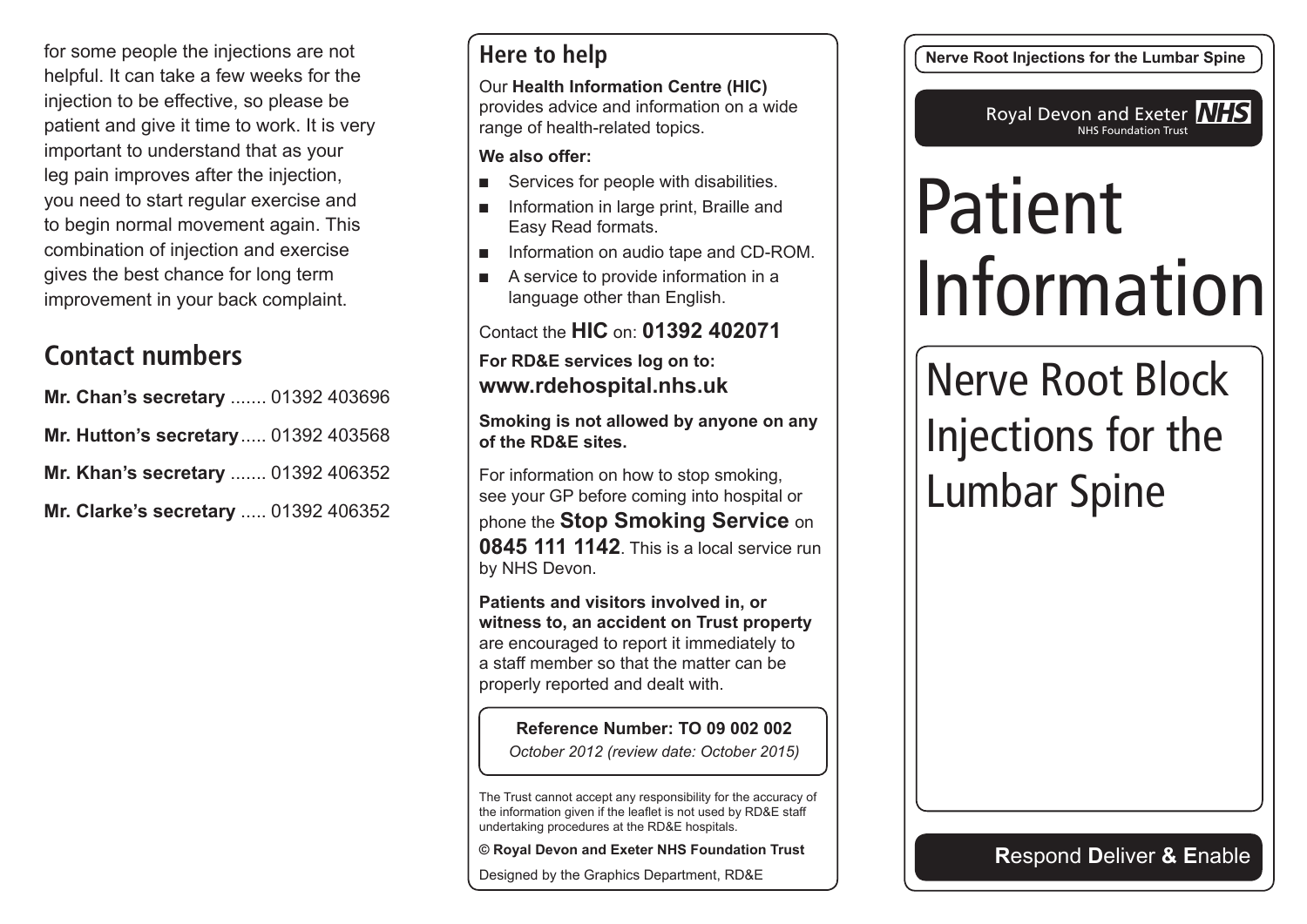for some people the injections are not helpful. It can take a few weeks for the injection to be effective, so please be patient and give it time to work. It is very important to understand that as your leg pain improves after the injection, you need to start regular exercise and to begin normal movement again. This combination of injection and exercise gives the best chance for long term improvement in your back complaint.

## Contact numbers

**Mr. Chan's secretary** ....... 01392 403696

**Mr. Hutton's secretary** ..... 01392 403568

**Mr. Khan's secretary** ....... 01392 406352

**Mr. Clarke's secretary** ..... 01392 406352

## Here to help

Our **Health Information Centre (HIC)** provides advice and information on a wide range of health-related topics.

**We also offer:**

- Services for people with disabilities.
- Information in large print, Braille and Easy Read formats.
- Information on audio tape and CD-ROM.
- A service to provide information in a language other than English.

Contact the **HIC** on: **01392 402071**

**For RD&E services log on to:**
**www.rdehospital.nhs.uk**

**Smoking is not allowed by anyone on any of the RD&E sites.**

For information on how to stop smoking, see your GP before coming into hospital or phone the **Stop Smoking Service** on **0845 111 1142**. This is a local service run by NHS Devon.

**Patients and visitors involved in, or witness to, an accident on Trust property** are encouraged to report it immediately to a staff member so that the matter can be properly reported and dealt with.

**Reference Number: TO 09 002 002**
*October 2012 (review date: October 2015)*

The Trust cannot accept any responsibility for the accuracy of the information given if the leaflet is not used by RD&E staff undertaking procedures at the RD&E hospitals.

**© Royal Devon and Exeter NHS Foundation Trust**

Designed by the Graphics Department, RD&E

**Nerve Root Injections for the Lumbar Spine**

Royal Devon and Exeter NHS
NHS Foundation Trust

# Patient Information

# Nerve Root Block Injections for the Lumbar Spine

**R**espond **D**eliver **& E**nable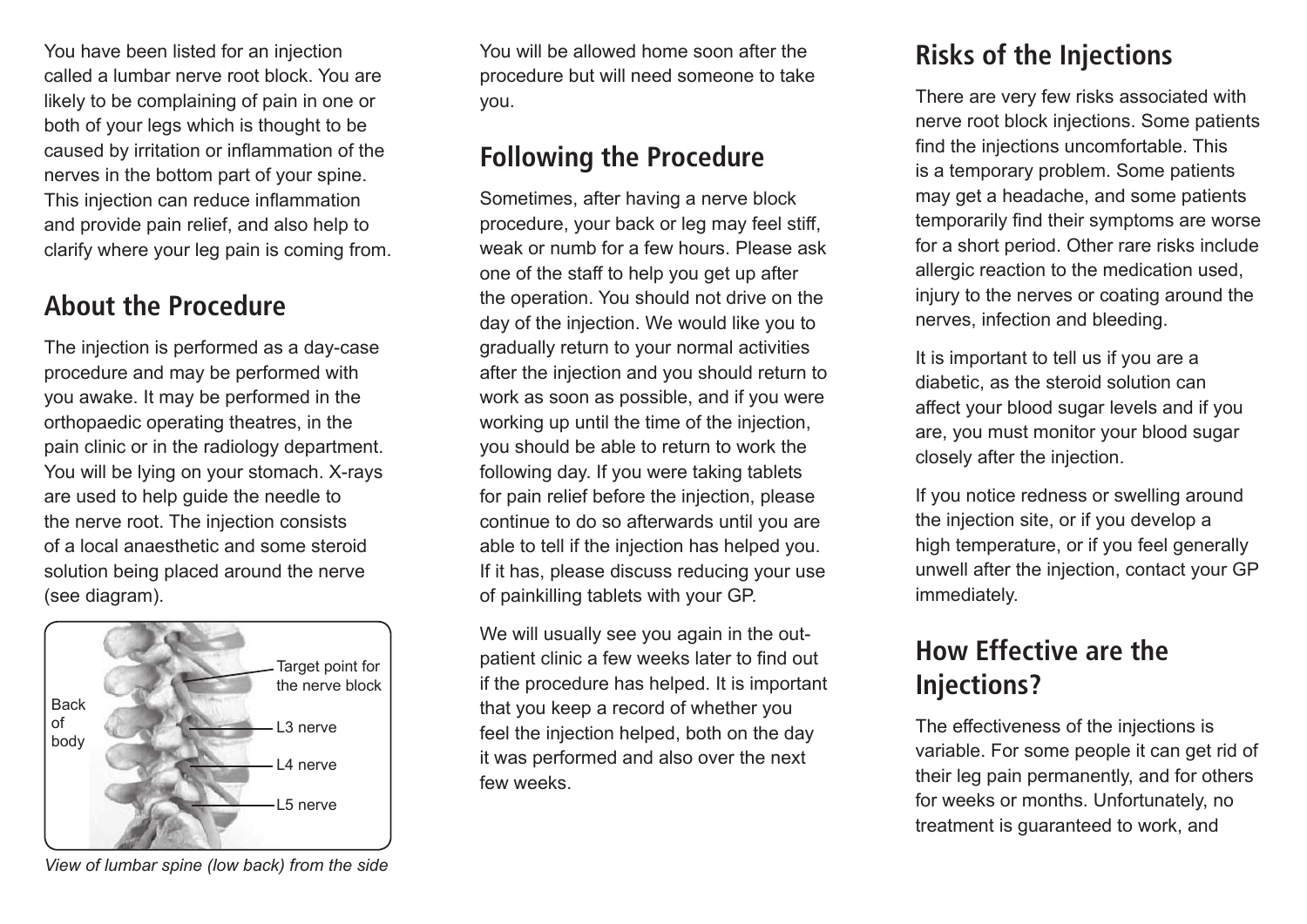You have been listed for an injection called a lumbar nerve root block. You are likely to be complaining of pain in one or both of your legs which is thought to be caused by irritation or inflammation of the nerves in the bottom part of your spine. This injection can reduce inflammation and provide pain relief, and also help to clarify where your leg pain is coming from.

## About the Procedure

The injection is performed as a day-case procedure and may be performed with you awake. It may be performed in the orthopaedic operating theatres, in the pain clinic or in the radiology department. You will be lying on your stomach. X-rays are used to help guide the needle to the nerve root. The injection consists of a local anaesthetic and some steroid solution being placed around the nerve (see diagram).

Back of body

Target point for the nerve block

L3 nerve

L4 nerve

L5 nerve

*View of lumbar spine (low back) from the side*

You will be allowed home soon after the procedure but will need someone to take you.

## Following the Procedure

Sometimes, after having a nerve block procedure, your back or leg may feel stiff, weak or numb for a few hours. Please ask one of the staff to help you get up after the operation. You should not drive on the day of the injection. We would like you to gradually return to your normal activities after the injection and you should return to work as soon as possible, and if you were working up until the time of the injection, you should be able to return to work the following day. If you were taking tablets for pain relief before the injection, please continue to do so afterwards until you are able to tell if the injection has helped you. If it has, please discuss reducing your use of painkilling tablets with your GP.

We will usually see you again in the out-patient clinic a few weeks later to find out if the procedure has helped. It is important that you keep a record of whether you feel the injection helped, both on the day it was performed and also over the next few weeks.

## Risks of the Injections

There are very few risks associated with nerve root block injections. Some patients find the injections uncomfortable. This is a temporary problem. Some patients may get a headache, and some patients temporarily find their symptoms are worse for a short period. Other rare risks include allergic reaction to the medication used, injury to the nerves or coating around the nerves, infection and bleeding.

It is important to tell us if you are a diabetic, as the steroid solution can affect your blood sugar levels and if you are, you must monitor your blood sugar closely after the injection.

If you notice redness or swelling around the injection site, or if you develop a high temperature, or if you feel generally unwell after the injection, contact your GP immediately.

## How Effective are the Injections?

The effectiveness of the injections is variable. For some people it can get rid of their leg pain permanently, and for others for weeks or months. Unfortunately, no treatment is guaranteed to work, and